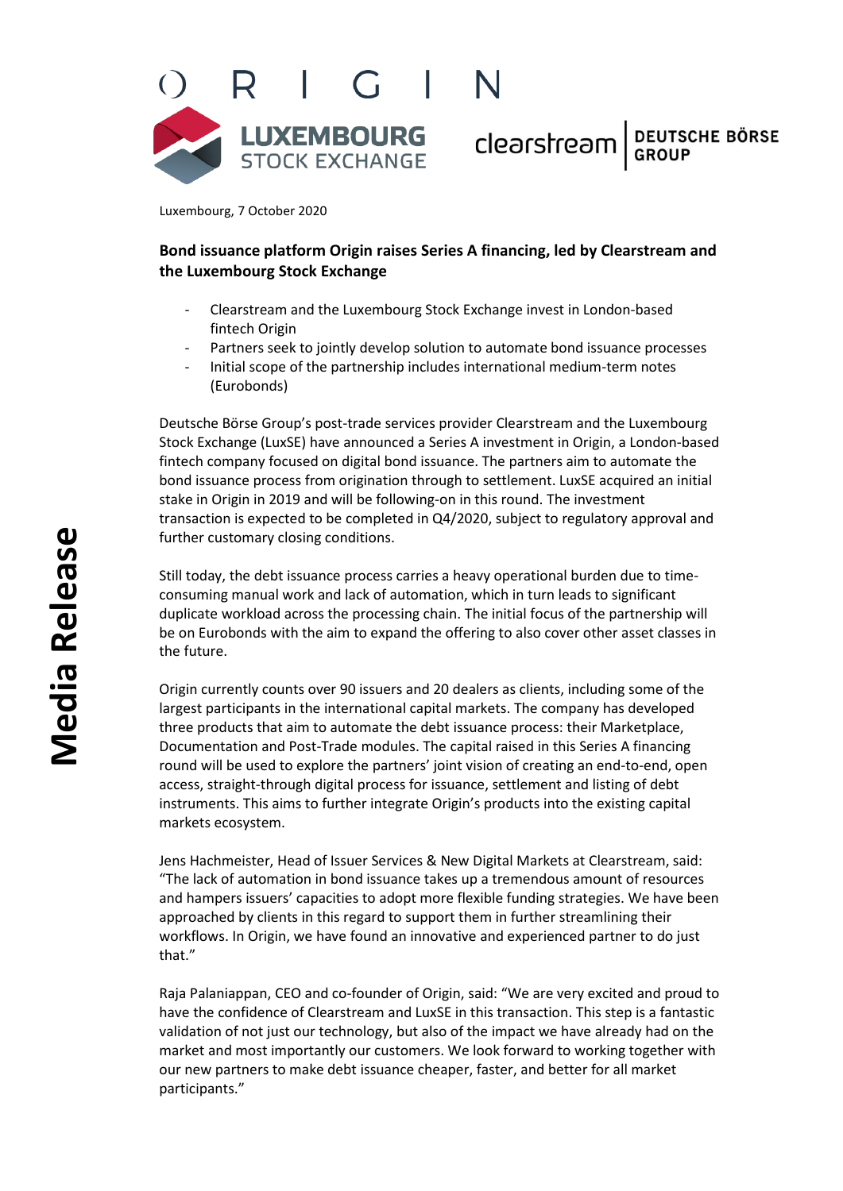Luxembourg, 7 October 2020

**Bond issuance platform Origin raises Series A financing, led by Clearstream and the Luxembourg Stock Exchange**

- Clearstream and the Luxembourg Stock Exchange invest in London-based fintech Origin
- Partners seek to jointly develop solution to automate bond issuance processes
- Initial scope of the partnership includes international medium-term notes (Eurobonds)

Deutsche Börse Group's post-trade services provider Clearstream and the Luxembourg Stock Exchange (LuxSE) have announced a Series A investment in Origin, a London-based fintech company focused on digital bond issuance. The partners aim to automate the bond issuance process from origination through to settlement. LuxSE acquired an initial stake in Origin in 2019 and will be following-on in this round. The investment transaction is expected to be completed in Q4/2020, subject to regulatory approval and further customary closing conditions.

Still today, the debt issuance process carries a heavy operational burden due to time-consuming manual work and lack of automation, which in turn leads to significant duplicate workload across the processing chain. The initial focus of the partnership will be on Eurobonds with the aim to expand the offering to also cover other asset classes in the future.

Origin currently counts over 90 issuers and 20 dealers as clients, including some of the largest participants in the international capital markets. The company has developed three products that aim to automate the debt issuance process: their Marketplace, Documentation and Post-Trade modules. The capital raised in this Series A financing round will be used to explore the partners' joint vision of creating an end-to-end, open access, straight-through digital process for issuance, settlement and listing of debt instruments. This aims to further integrate Origin's products into the existing capital markets ecosystem.

Jens Hachmeister, Head of Issuer Services & New Digital Markets at Clearstream, said: "The lack of automation in bond issuance takes up a tremendous amount of resources and hampers issuers' capacities to adopt more flexible funding strategies. We have been approached by clients in this regard to support them in further streamlining their workflows. In Origin, we have found an innovative and experienced partner to do just that."

Raja Palaniappan, CEO and co-founder of Origin, said: "We are very excited and proud to have the confidence of Clearstream and LuxSE in this transaction. This step is a fantastic validation of not just our technology, but also of the impact we have already had on the market and most importantly our customers. We look forward to working together with our new partners to make debt issuance cheaper, faster, and better for all market participants."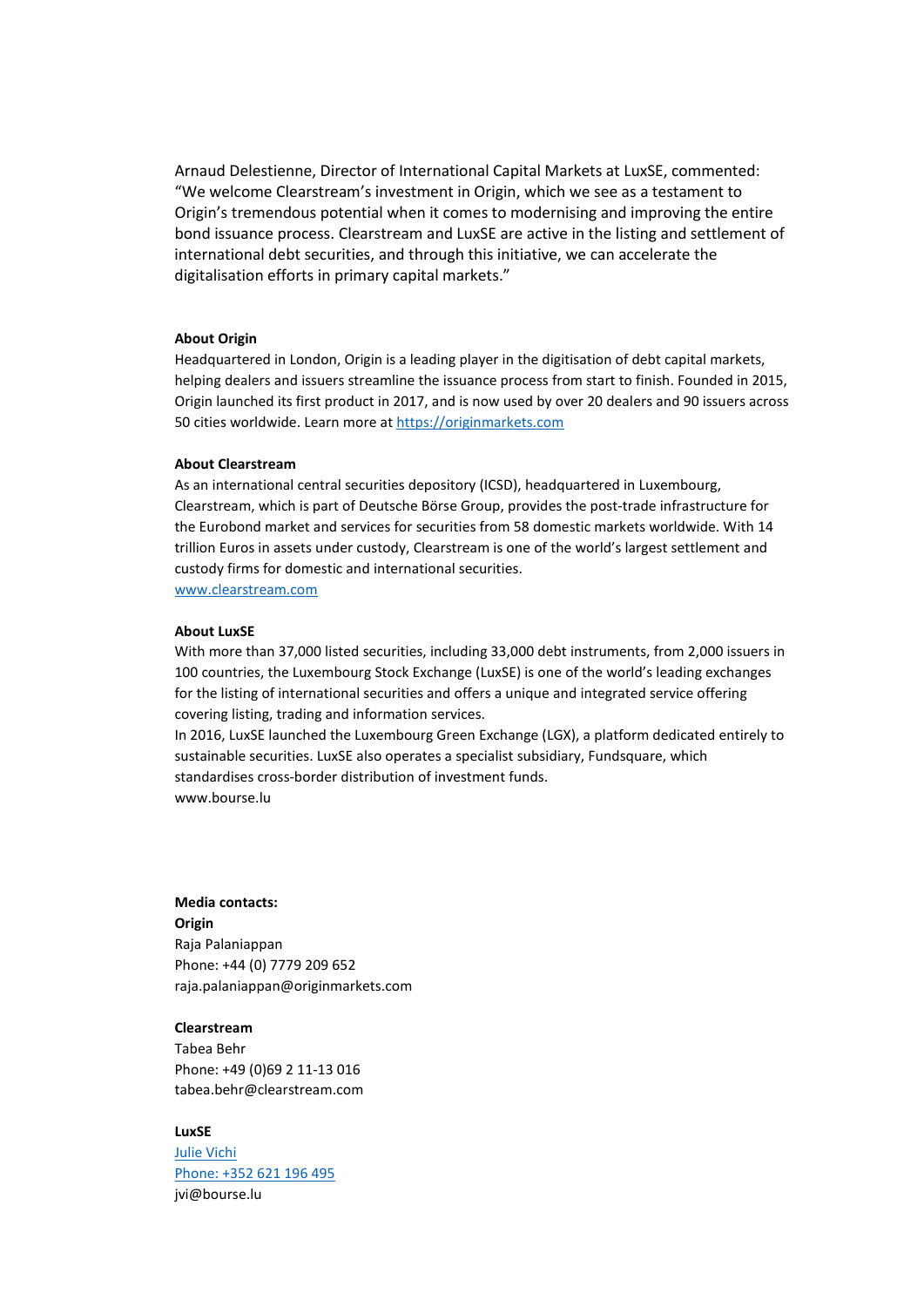Arnaud Delestienne, Director of International Capital Markets at LuxSE, commented: "We welcome Clearstream's investment in Origin, which we see as a testament to Origin's tremendous potential when it comes to modernising and improving the entire bond issuance process. Clearstream and LuxSE are active in the listing and settlement of international debt securities, and through this initiative, we can accelerate the digitalisation efforts in primary capital markets."

**About Origin**

Headquartered in London, Origin is a leading player in the digitisation of debt capital markets, helping dealers and issuers streamline the issuance process from start to finish. Founded in 2015, Origin launched its first product in 2017, and is now used by over 20 dealers and 90 issuers across 50 cities worldwide. Learn more at https://originmarkets.com

**About Clearstream**

As an international central securities depository (ICSD), headquartered in Luxembourg, Clearstream, which is part of Deutsche Börse Group, provides the post-trade infrastructure for the Eurobond market and services for securities from 58 domestic markets worldwide. With 14 trillion Euros in assets under custody, Clearstream is one of the world's largest settlement and custody firms for domestic and international securities.
www.clearstream.com

**About LuxSE**

With more than 37,000 listed securities, including 33,000 debt instruments, from 2,000 issuers in 100 countries, the Luxembourg Stock Exchange (LuxSE) is one of the world's leading exchanges for the listing of international securities and offers a unique and integrated service offering covering listing, trading and information services.
In 2016, LuxSE launched the Luxembourg Green Exchange (LGX), a platform dedicated entirely to sustainable securities. LuxSE also operates a specialist subsidiary, Fundsquare, which standardises cross-border distribution of investment funds.
www.bourse.lu

**Media contacts:**

**Origin**
Raja Palaniappan
Phone: +44 (0) 7779 209 652
raja.palaniappan@originmarkets.com

**Clearstream**
Tabea Behr
Phone: +49 (0)69 2 11-13 016
tabea.behr@clearstream.com

**LuxSE**
Julie Vichi
Phone: +352 621 196 495
jvi@bourse.lu